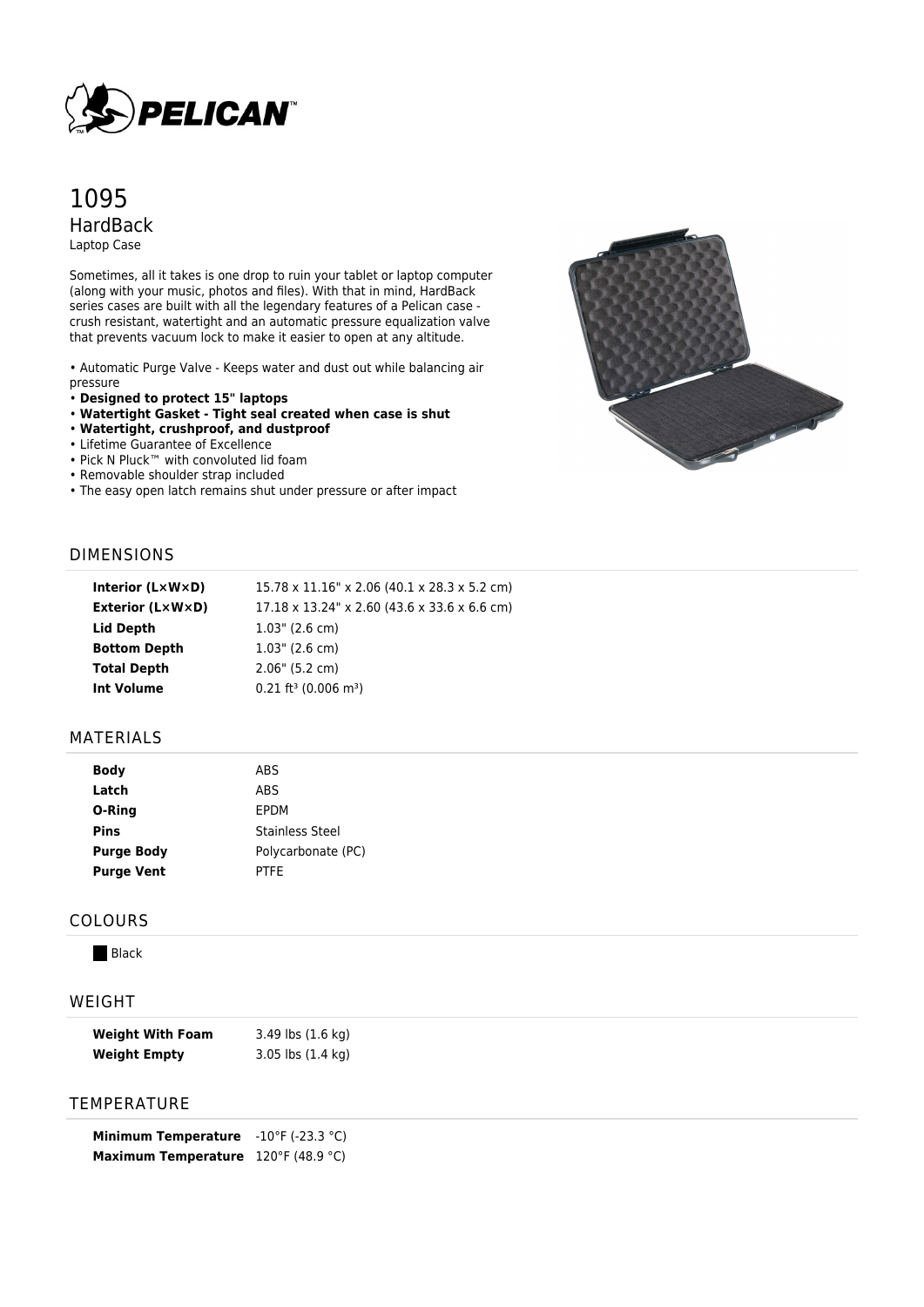# 1095

## HardBack

Laptop Case

Sometimes, all it takes is one drop to ruin your tablet or laptop computer (along with your music, photos and files). With that in mind, HardBack series cases are built with all the legendary features of a Pelican case - crush resistant, watertight and an automatic pressure equalization valve that prevents vacuum lock to make it easier to open at any altitude.

- Automatic Purge Valve - Keeps water and dust out while balancing air pressure
- **Designed to protect 15" laptops**
- **Watertight Gasket - Tight seal created when case is shut**
- **Watertight, crushproof, and dustproof**
- Lifetime Guarantee of Excellence
- Pick N Pluck™ with convoluted lid foam
- Removable shoulder strap included
- The easy open latch remains shut under pressure or after impact

## DIMENSIONS

| | |
|---|---|
| **Interior (L×W×D)** | 15.78 x 11.16" x 2.06 (40.1 x 28.3 x 5.2 cm) |
| **Exterior (L×W×D)** | 17.18 x 13.24" x 2.60 (43.6 x 33.6 x 6.6 cm) |
| **Lid Depth** | 1.03" (2.6 cm) |
| **Bottom Depth** | 1.03" (2.6 cm) |
| **Total Depth** | 2.06" (5.2 cm) |
| **Int Volume** | 0.21 $ft^3$ (0.006 $m^3$) |

## MATERIALS

| | |
|---|---|
| **Body** | ABS |
| **Latch** | ABS |
| **O-Ring** | EPDM |
| **Pins** | Stainless Steel |
| **Purge Body** | Polycarbonate (PC) |
| **Purge Vent** | PTFE |

## COLOURS

Black

## WEIGHT

| | |
|---|---|
| **Weight With Foam** | 3.49 lbs (1.6 kg) |
| **Weight Empty** | 3.05 lbs (1.4 kg) |

## TEMPERATURE

| | |
|---|---|
| **Minimum Temperature** | -10°F (-23.3 °C) |
| **Maximum Temperature** | 120°F (48.9 °C) |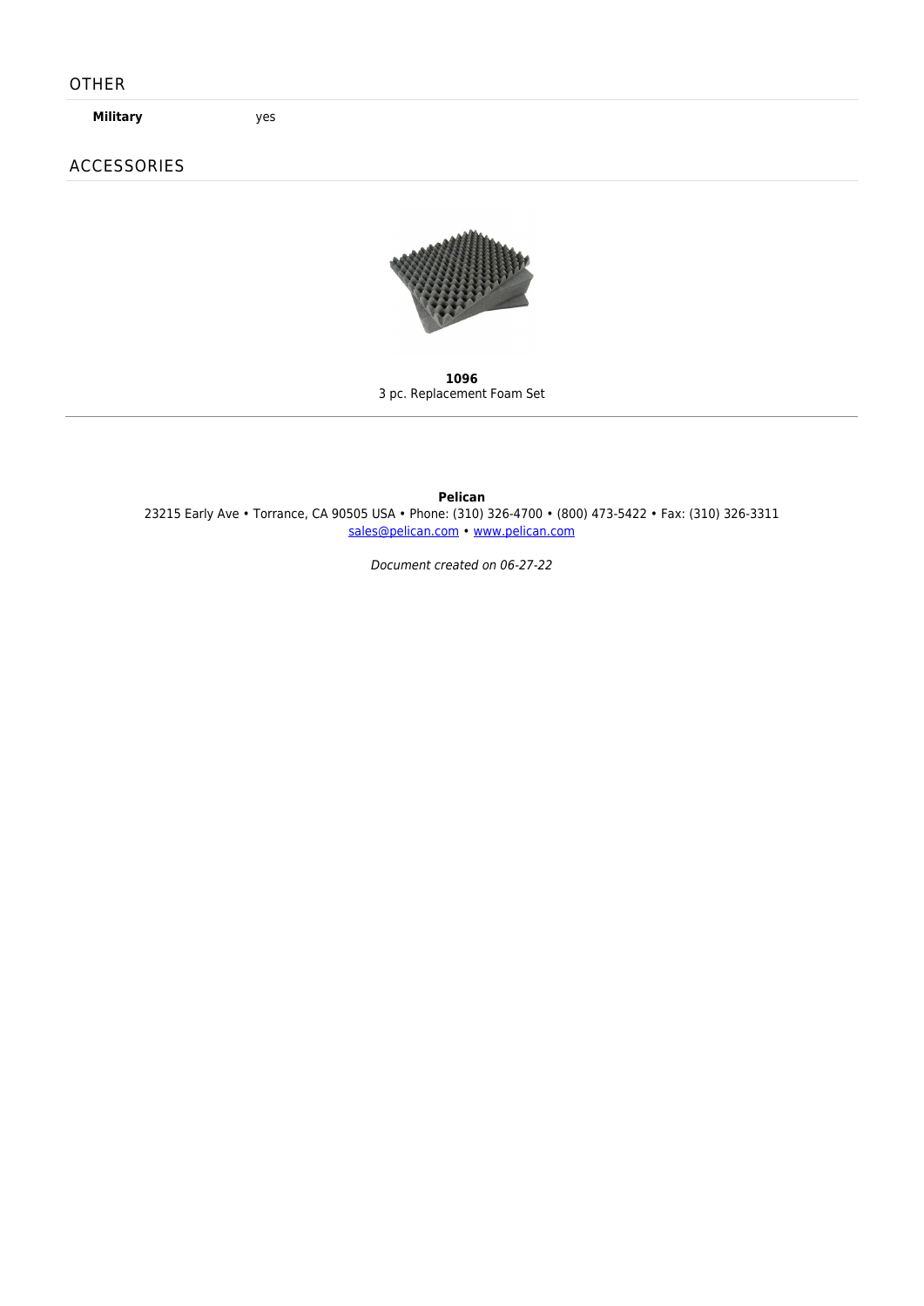## OTHER

| | |
|---|---|
| **Military** | yes |

## ACCESSORIES

**1096**
3 pc. Replacement Foam Set

---

**Pelican**
23215 Early Ave • Torrance, CA 90505 USA • Phone: (310) 326-4700 • (800) 473-5422 • Fax: (310) 326-3311
sales@pelican.com • www.pelican.com

*Document created on 06-27-22*